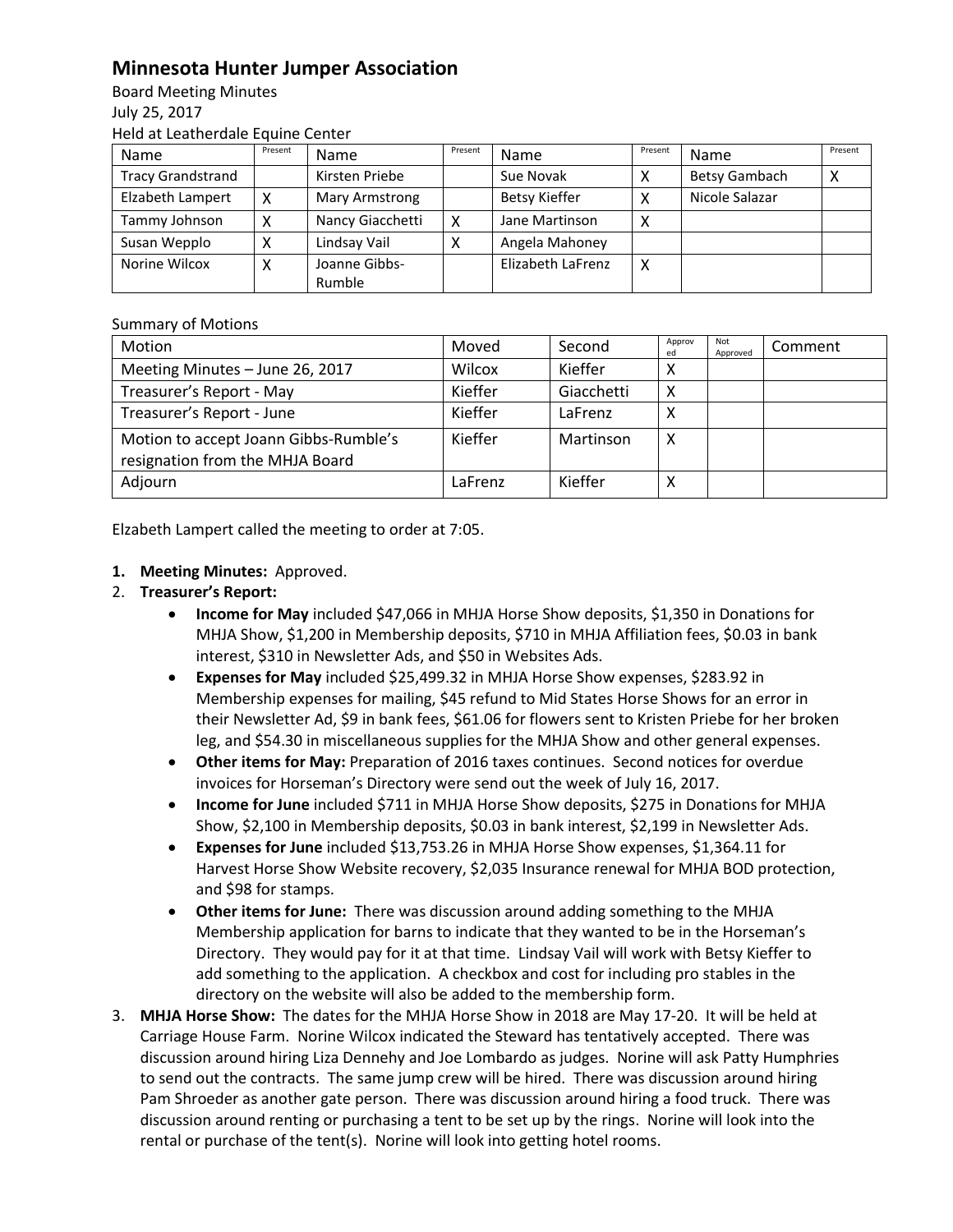# Minnesota Hunter Jumper Association

Board Meeting Minutes
July 25, 2017
Held at Leatherdale Equine Center

| Name | Present | Name | Present | Name | Present | Name | Present |
|---|---|---|---|---|---|---|---|
| Tracy Grandstrand | | Kirsten Priebe | | Sue Novak | X | Betsy Gambach | X |
| Elizabeth Lampert | X | Mary Armstrong | | Betsy Kieffer | X | Nicole Salazar | |
| Tammy Johnson | X | Nancy Giacchetti | X | Jane Martinson | X | | |
| Susan Wepplo | X | Lindsay Vail | X | Angela Mahoney | | | |
| Norine Wilcox | X | Joanne Gibbs-Rumble | | Elizabeth LaFrenz | X | | |

Summary of Motions

| Motion | Moved | Second | Approved | Not Approved | Comment |
|---|---|---|---|---|---|
| Meeting Minutes – June 26, 2017 | Wilcox | Kieffer | X | | |
| Treasurer's Report - May | Kieffer | Giacchetti | X | | |
| Treasurer's Report - June | Kieffer | LaFrenz | X | | |
| Motion to accept Joann Gibbs-Rumble's resignation from the MHJA Board | Kieffer | Martinson | X | | |
| Adjourn | LaFrenz | Kieffer | X | | |

Elzabeth Lampert called the meeting to order at 7:05.

1. **Meeting Minutes:** Approved.
2. **Treasurer's Report:**
   - **Income for May** included $47,066 in MHJA Horse Show deposits, $1,350 in Donations for MHJA Show, $1,200 in Membership deposits, $710 in MHJA Affiliation fees, $0.03 in bank interest, $310 in Newsletter Ads, and $50 in Websites Ads.
   - **Expenses for May** included $25,499.32 in MHJA Horse Show expenses, $283.92 in Membership expenses for mailing, $45 refund to Mid States Horse Shows for an error in their Newsletter Ad, $9 in bank fees, $61.06 for flowers sent to Kristen Priebe for her broken leg, and $54.30 in miscellaneous supplies for the MHJA Show and other general expenses.
   - **Other items for May:** Preparation of 2016 taxes continues. Second notices for overdue invoices for Horseman's Directory were send out the week of July 16, 2017.
   - **Income for June** included $711 in MHJA Horse Show deposits, $275 in Donations for MHJA Show, $2,100 in Membership deposits, $0.03 in bank interest, $2,199 in Newsletter Ads.
   - **Expenses for June** included $13,753.26 in MHJA Horse Show expenses, $1,364.11 for Harvest Horse Show Website recovery, $2,035 Insurance renewal for MHJA BOD protection, and $98 for stamps.
   - **Other items for June:** There was discussion around adding something to the MHJA Membership application for barns to indicate that they wanted to be in the Horseman's Directory. They would pay for it at that time. Lindsay Vail will work with Betsy Kieffer to add something to the application. A checkbox and cost for including pro stables in the directory on the website will also be added to the membership form.
3. **MHJA Horse Show:** The dates for the MHJA Horse Show in 2018 are May 17-20. It will be held at Carriage House Farm. Norine Wilcox indicated the Steward has tentatively accepted. There was discussion around hiring Liza Dennehy and Joe Lombardo as judges. Norine will ask Patty Humphries to send out the contracts. The same jump crew will be hired. There was discussion around hiring Pam Shroeder as another gate person. There was discussion around hiring a food truck. There was discussion around renting or purchasing a tent to be set up by the rings. Norine will look into the rental or purchase of the tent(s). Norine will look into getting hotel rooms.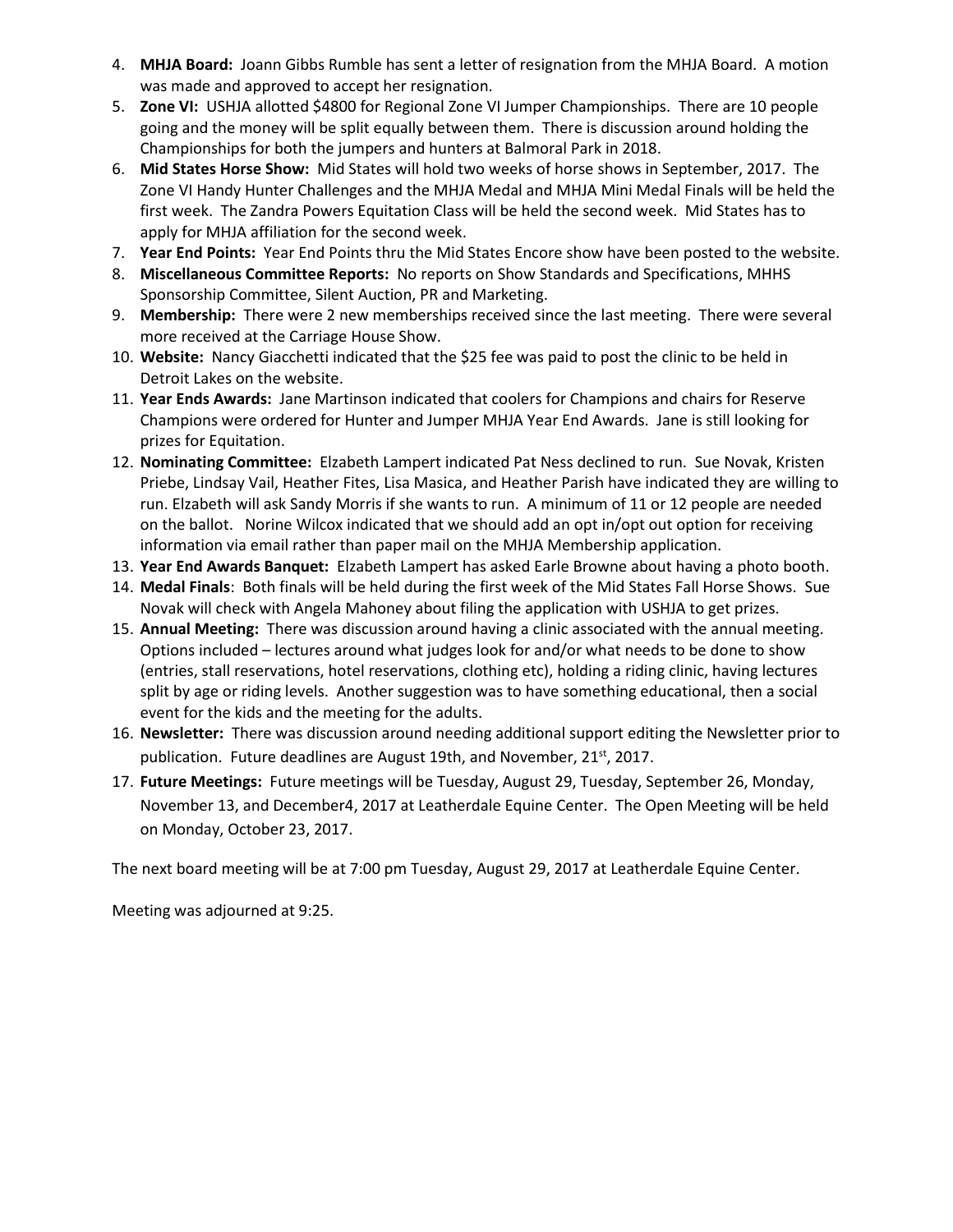4. **MHJA Board:** Joann Gibbs Rumble has sent a letter of resignation from the MHJA Board. A motion was made and approved to accept her resignation.
5. **Zone VI:** USHJA allotted $4800 for Regional Zone VI Jumper Championships. There are 10 people going and the money will be split equally between them. There is discussion around holding the Championships for both the jumpers and hunters at Balmoral Park in 2018.
6. **Mid States Horse Show:** Mid States will hold two weeks of horse shows in September, 2017. The Zone VI Handy Hunter Challenges and the MHJA Medal and MHJA Mini Medal Finals will be held the first week. The Zandra Powers Equitation Class will be held the second week. Mid States has to apply for MHJA affiliation for the second week.
7. **Year End Points:** Year End Points thru the Mid States Encore show have been posted to the website.
8. **Miscellaneous Committee Reports:** No reports on Show Standards and Specifications, MHHS Sponsorship Committee, Silent Auction, PR and Marketing.
9. **Membership:** There were 2 new memberships received since the last meeting. There were several more received at the Carriage House Show.
10. **Website:** Nancy Giacchetti indicated that the $25 fee was paid to post the clinic to be held in Detroit Lakes on the website.
11. **Year Ends Awards:** Jane Martinson indicated that coolers for Champions and chairs for Reserve Champions were ordered for Hunter and Jumper MHJA Year End Awards. Jane is still looking for prizes for Equitation.
12. **Nominating Committee:** Elzabeth Lampert indicated Pat Ness declined to run. Sue Novak, Kristen Priebe, Lindsay Vail, Heather Fites, Lisa Masica, and Heather Parish have indicated they are willing to run. Elzabeth will ask Sandy Morris if she wants to run. A minimum of 11 or 12 people are needed on the ballot. Norine Wilcox indicated that we should add an opt in/opt out option for receiving information via email rather than paper mail on the MHJA Membership application.
13. **Year End Awards Banquet:** Elzabeth Lampert has asked Earle Browne about having a photo booth.
14. **Medal Finals**: Both finals will be held during the first week of the Mid States Fall Horse Shows. Sue Novak will check with Angela Mahoney about filing the application with USHJA to get prizes.
15. **Annual Meeting:** There was discussion around having a clinic associated with the annual meeting. Options included – lectures around what judges look for and/or what needs to be done to show (entries, stall reservations, hotel reservations, clothing etc), holding a riding clinic, having lectures split by age or riding levels. Another suggestion was to have something educational, then a social event for the kids and the meeting for the adults.
16. **Newsletter:** There was discussion around needing additional support editing the Newsletter prior to publication. Future deadlines are August 19th, and November, 21st, 2017.
17. **Future Meetings:** Future meetings will be Tuesday, August 29, Tuesday, September 26, Monday, November 13, and December4, 2017 at Leatherdale Equine Center. The Open Meeting will be held on Monday, October 23, 2017.

The next board meeting will be at 7:00 pm Tuesday, August 29, 2017 at Leatherdale Equine Center.

Meeting was adjourned at 9:25.